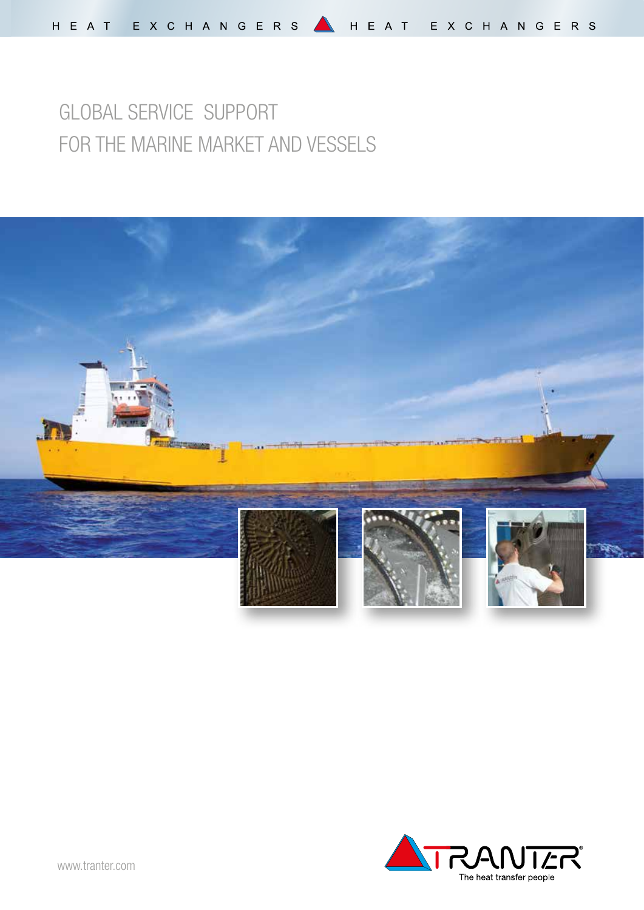# GLOBAL SERVICE SUPPORT
# FOR THE MARINE MARKET AND VESSELS

www.tranter.com

TRANTER®
The heat transfer people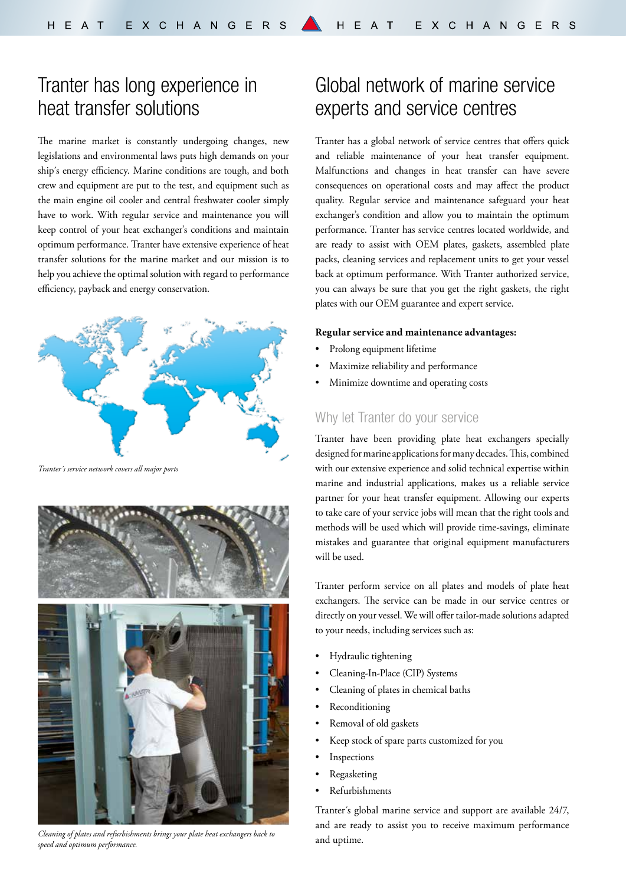## Tranter has long experience in heat transfer solutions

The marine market is constantly undergoing changes, new legislations and environmental laws puts high demands on your ship´s energy efficiency. Marine conditions are tough, and both crew and equipment are put to the test, and equipment such as the main engine oil cooler and central freshwater cooler simply have to work. With regular service and maintenance you will keep control of your heat exchanger's conditions and maintain optimum performance. Tranter have extensive experience of heat transfer solutions for the marine market and our mission is to help you achieve the optimal solution with regard to performance efficiency, payback and energy conservation.

*Tranter´s service network covers all major ports*

*Cleaning of plates and refurbishments brings your plate heat exchangers back to speed and optimum performance.*

## Global network of marine service experts and service centres

Tranter has a global network of service centres that offers quick and reliable maintenance of your heat transfer equipment. Malfunctions and changes in heat transfer can have severe consequences on operational costs and may affect the product quality. Regular service and maintenance safeguard your heat exchanger's condition and allow you to maintain the optimum performance. Tranter has service centres located worldwide, and are ready to assist with OEM plates, gaskets, assembled plate packs, cleaning services and replacement units to get your vessel back at optimum performance. With Tranter authorized service, you can always be sure that you get the right gaskets, the right plates with our OEM guarantee and expert service.

**Regular service and maintenance advantages:**

- Prolong equipment lifetime
- Maximize reliability and performance
- Minimize downtime and operating costs

### Why let Tranter do your service

Tranter have been providing plate heat exchangers specially designed for marine applications for many decades. This, combined with our extensive experience and solid technical expertise within marine and industrial applications, makes us a reliable service partner for your heat transfer equipment. Allowing our experts to take care of your service jobs will mean that the right tools and methods will be used which will provide time-savings, eliminate mistakes and guarantee that original equipment manufacturers will be used.

Tranter perform service on all plates and models of plate heat exchangers. The service can be made in our service centres or directly on your vessel. We will offer tailor-made solutions adapted to your needs, including services such as:

- Hydraulic tightening
- Cleaning-In-Place (CIP) Systems
- Cleaning of plates in chemical baths
- Reconditioning
- Removal of old gaskets
- Keep stock of spare parts customized for you
- Inspections
- Regasketing
- Refurbishments

Tranter´s global marine service and support are available 24/7, and are ready to assist you to receive maximum performance and uptime.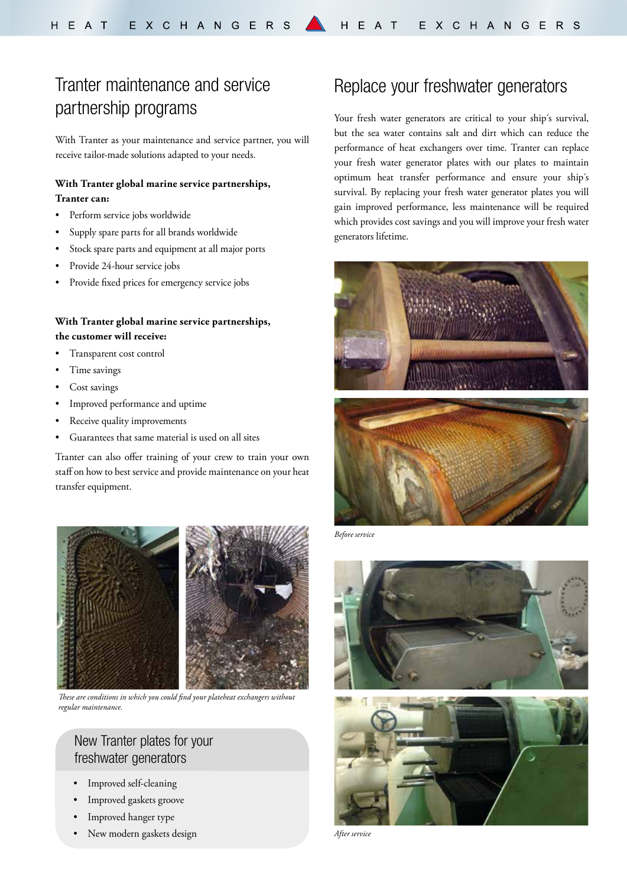## Tranter maintenance and service partnership programs

With Tranter as your maintenance and service partner, you will receive tailor-made solutions adapted to your needs.

**With Tranter global marine service partnerships, Tranter can:**

- Perform service jobs worldwide
- Supply spare parts for all brands worldwide
- Stock spare parts and equipment at all major ports
- Provide 24-hour service jobs
- Provide fixed prices for emergency service jobs

**With Tranter global marine service partnerships, the customer will receive:**

- Transparent cost control
- Time savings
- Cost savings
- Improved performance and uptime
- Receive quality improvements
- Guarantees that same material is used on all sites

Tranter can also offer training of your crew to train your own staff on how to best service and provide maintenance on your heat transfer equipment.

*These are conditions in which you could find your plateheat exchangers without regular maintenance.*

### New Tranter plates for your freshwater generators

- Improved self-cleaning
- Improved gaskets groove
- Improved hanger type
- New modern gaskets design

## Replace your freshwater generators

Your fresh water generators are critical to your ship´s survival, but the sea water contains salt and dirt which can reduce the performance of heat exchangers over time. Tranter can replace your fresh water generator plates with our plates to maintain optimum heat transfer performance and ensure your ship´s survival. By replacing your fresh water generator plates you will gain improved performance, less maintenance will be required which provides cost savings and you will improve your fresh water generators lifetime.

*Before service*

*After service*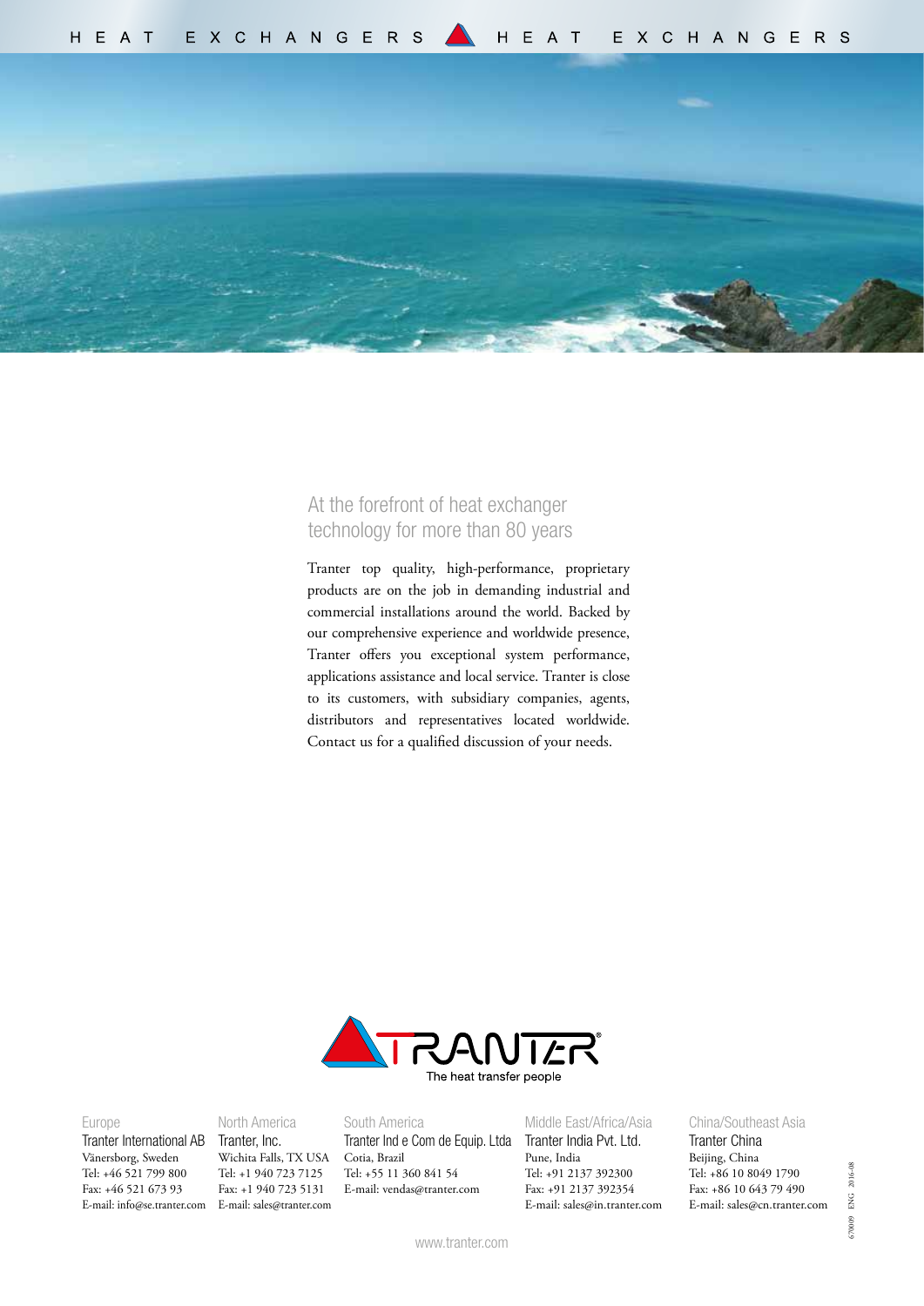## At the forefront of heat exchanger technology for more than 80 years

Tranter top quality, high-performance, proprietary products are on the job in demanding industrial and commercial installations around the world. Backed by our comprehensive experience and worldwide presence, Tranter offers you exceptional system performance, applications assistance and local service. Tranter is close to its customers, with subsidiary companies, agents, distributors and representatives located worldwide. Contact us for a qualified discussion of your needs.

TRANTER®

The heat transfer people

Europe
Tranter International AB
Vänersborg, Sweden
Tel: +46 521 799 800
Fax: +46 521 673 93
E-mail: info@se.tranter.com

North America
Tranter, Inc.
Wichita Falls, TX USA
Tel: +1 940 723 7125
Fax: +1 940 723 5131
E-mail: sales@tranter.com

South America
Tranter Ind e Com de Equip. Ltda
Cotia, Brazil
Tel: +55 11 360 841 54
E-mail: vendas@tranter.com

Middle East/Africa/Asia
Tranter India Pvt. Ltd.
Pune, India
Tel: +91 2137 392300
Fax: +91 2137 392354
E-mail: sales@in.tranter.com

China/Southeast Asia
Tranter China
Beijing, China
Tel: +86 10 8049 1790
Fax: +86 10 643 79 490
E-mail: sales@cn.tranter.com

670009 ENG 2016-08

www.tranter.com